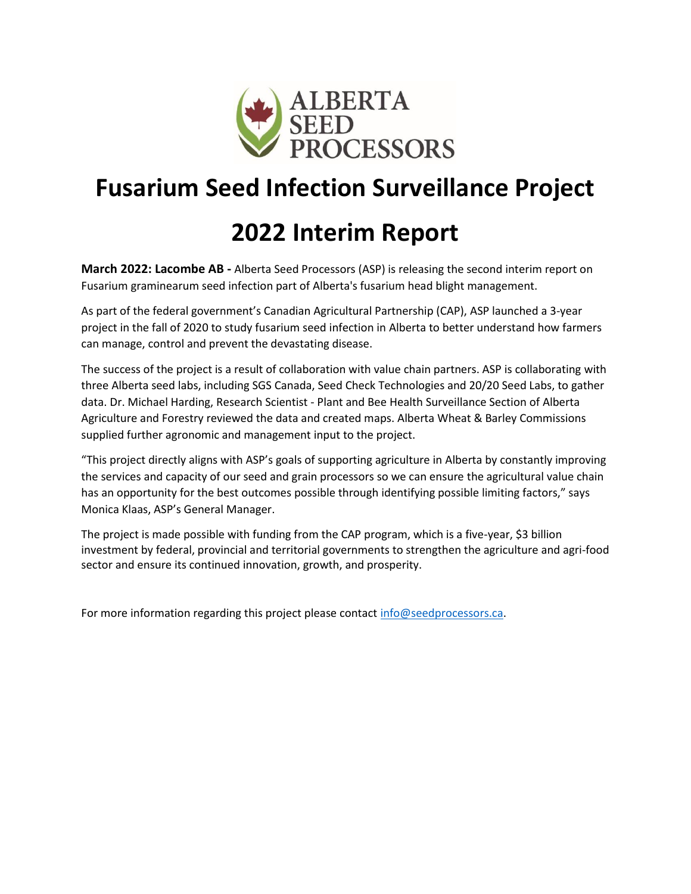# Fusarium Seed Infection Surveillance Project

# 2022 Interim Report

**March 2022: Lacombe AB -** Alberta Seed Processors (ASP) is releasing the second interim report on Fusarium graminearum seed infection part of Alberta's fusarium head blight management.

As part of the federal government's Canadian Agricultural Partnership (CAP), ASP launched a 3-year project in the fall of 2020 to study fusarium seed infection in Alberta to better understand how farmers can manage, control and prevent the devastating disease.

The success of the project is a result of collaboration with value chain partners. ASP is collaborating with three Alberta seed labs, including SGS Canada, Seed Check Technologies and 20/20 Seed Labs, to gather data. Dr. Michael Harding, Research Scientist - Plant and Bee Health Surveillance Section of Alberta Agriculture and Forestry reviewed the data and created maps. Alberta Wheat & Barley Commissions supplied further agronomic and management input to the project.

"This project directly aligns with ASP's goals of supporting agriculture in Alberta by constantly improving the services and capacity of our seed and grain processors so we can ensure the agricultural value chain has an opportunity for the best outcomes possible through identifying possible limiting factors," says Monica Klaas, ASP's General Manager.

The project is made possible with funding from the CAP program, which is a five-year, $3 billion investment by federal, provincial and territorial governments to strengthen the agriculture and agri-food sector and ensure its continued innovation, growth, and prosperity.

For more information regarding this project please contact [info@seedprocessors.ca](mailto:info@seedprocessors.ca).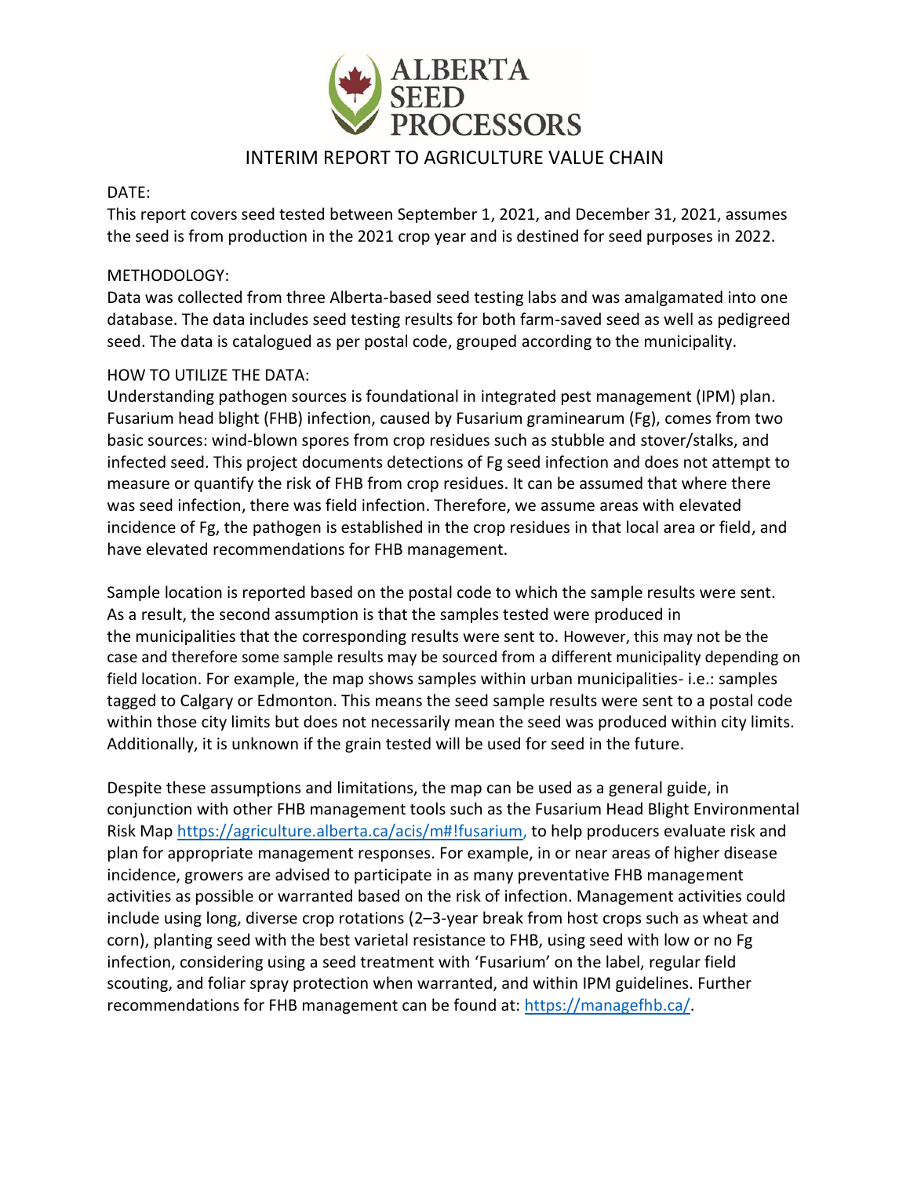# ALBERTA SEED PROCESSORS

## INTERIM REPORT TO AGRICULTURE VALUE CHAIN

DATE:

This report covers seed tested between September 1, 2021, and December 31, 2021, assumes the seed is from production in the 2021 crop year and is destined for seed purposes in 2022.

METHODOLOGY:

Data was collected from three Alberta-based seed testing labs and was amalgamated into one database. The data includes seed testing results for both farm-saved seed as well as pedigreed seed. The data is catalogued as per postal code, grouped according to the municipality.

HOW TO UTILIZE THE DATA:

Understanding pathogen sources is foundational in integrated pest management (IPM) plan. Fusarium head blight (FHB) infection, caused by Fusarium graminearum (Fg), comes from two basic sources: wind-blown spores from crop residues such as stubble and stover/stalks, and infected seed. This project documents detections of Fg seed infection and does not attempt to measure or quantify the risk of FHB from crop residues. It can be assumed that where there was seed infection, there was field infection. Therefore, we assume areas with elevated incidence of Fg, the pathogen is established in the crop residues in that local area or field, and have elevated recommendations for FHB management.

Sample location is reported based on the postal code to which the sample results were sent. As a result, the second assumption is that the samples tested were produced in the municipalities that the corresponding results were sent to. However, this may not be the case and therefore some sample results may be sourced from a different municipality depending on field location. For example, the map shows samples within urban municipalities- i.e.: samples tagged to Calgary or Edmonton. This means the seed sample results were sent to a postal code within those city limits but does not necessarily mean the seed was produced within city limits. Additionally, it is unknown if the grain tested will be used for seed in the future.

Despite these assumptions and limitations, the map can be used as a general guide, in conjunction with other FHB management tools such as the Fusarium Head Blight Environmental Risk Map https://agriculture.alberta.ca/acis/m#!fusarium, to help producers evaluate risk and plan for appropriate management responses. For example, in or near areas of higher disease incidence, growers are advised to participate in as many preventative FHB management activities as possible or warranted based on the risk of infection. Management activities could include using long, diverse crop rotations (2–3-year break from host crops such as wheat and corn), planting seed with the best varietal resistance to FHB, using seed with low or no Fg infection, considering using a seed treatment with 'Fusarium' on the label, regular field scouting, and foliar spray protection when warranted, and within IPM guidelines. Further recommendations for FHB management can be found at: https://managefhb.ca/.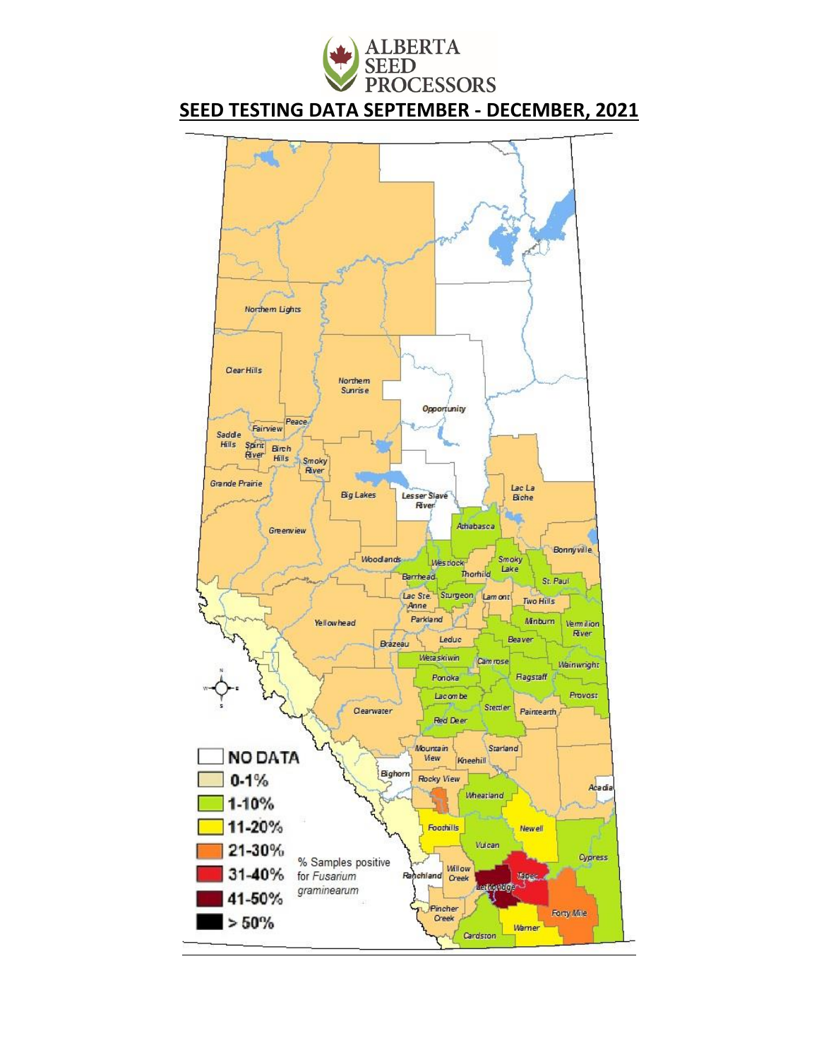ALBERTA SEED PROCESSORS

## SEED TESTING DATA SEPTEMBER - DECEMBER, 2021

Northern Lights

Clear Hills

Northern Sunrise

Opportunity

Peace

Fairview

Saddle Hills

Spirit River

Birch Hills

Smoky River

Grande Prairie

Big Lakes

Lesser Slave River

Lac La Biche

Greenview

Athabasca

Bonnyville

Woodlands

Westlock

Smoky Lake

Barrhead

Thorhild

St. Paul

Lac Ste. Anne

Sturgeon

Lamont

Two Hills

Parkland

Minburn

Vermilion River

Yellowhead

Brazeau

Leduc

Beaver

Wetaskiwin

Camrose

Wainwright

Ponoka

Flagstaff

Lacombe

Provost

Stettler

Paintearth

Clearwater

Red Deer

Mountain View

Starland

Kneehill

Bighorn

Rocky View

Acadia

Wheatland

Foothills

Newell

Vulcan

Cypress

Willow Creek

Ranchland

Taber

Lethbridge

Pincher Creek

Forty Mile

Warner

Cardston

NO DATA

0-1%

1-10%

11-20%

21-30%

31-40%

41-50%

> 50%

% Samples positive for *Fusarium graminearum*